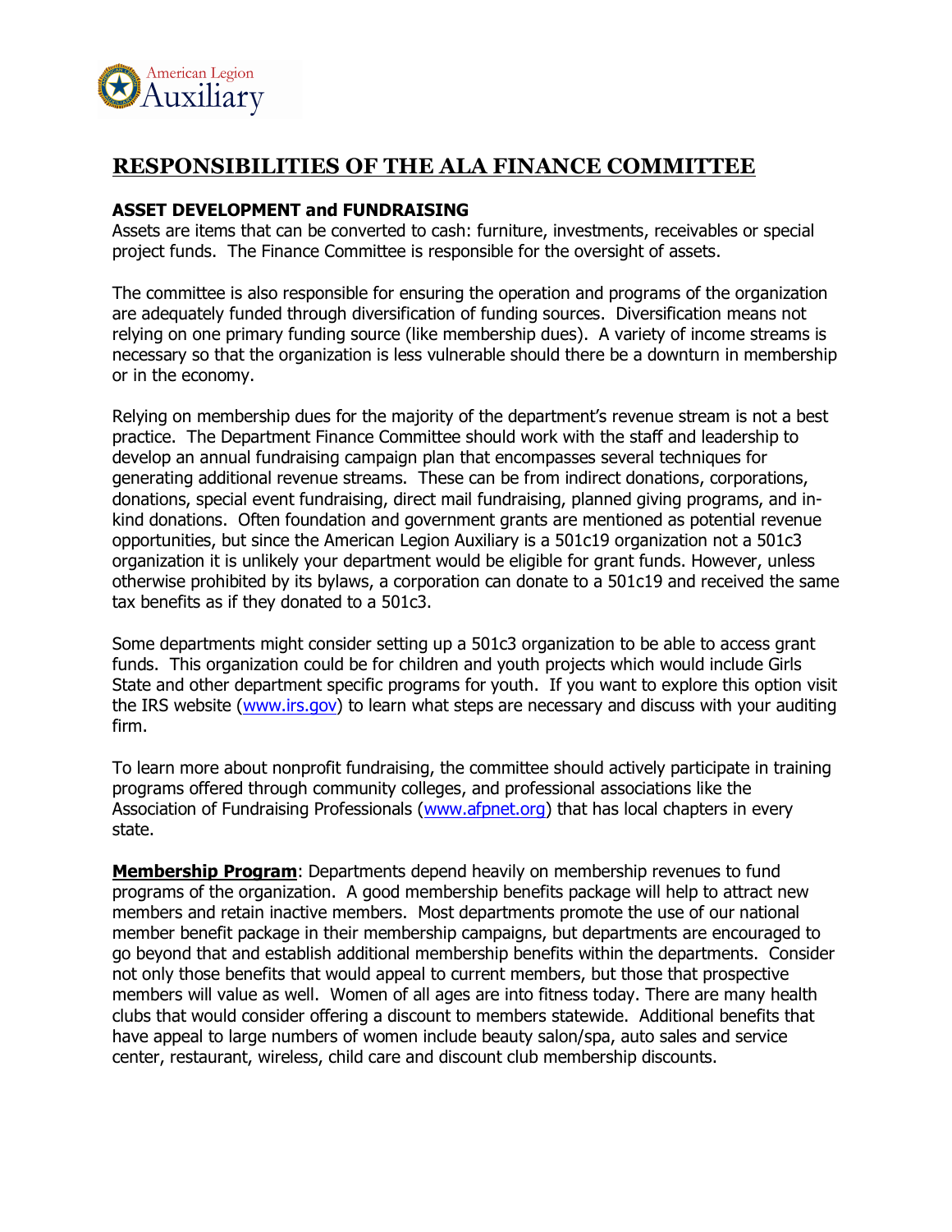# RESPONSIBILITIES OF THE ALA FINANCE COMMITTEE

**ASSET DEVELOPMENT and FUNDRAISING**
Assets are items that can be converted to cash: furniture, investments, receivables or special project funds. The Finance Committee is responsible for the oversight of assets.

The committee is also responsible for ensuring the operation and programs of the organization are adequately funded through diversification of funding sources. Diversification means not relying on one primary funding source (like membership dues). A variety of income streams is necessary so that the organization is less vulnerable should there be a downturn in membership or in the economy.

Relying on membership dues for the majority of the department's revenue stream is not a best practice. The Department Finance Committee should work with the staff and leadership to develop an annual fundraising campaign plan that encompasses several techniques for generating additional revenue streams. These can be from indirect donations, corporations, donations, special event fundraising, direct mail fundraising, planned giving programs, and in-kind donations. Often foundation and government grants are mentioned as potential revenue opportunities, but since the American Legion Auxiliary is a 501c19 organization not a 501c3 organization it is unlikely your department would be eligible for grant funds. However, unless otherwise prohibited by its bylaws, a corporation can donate to a 501c19 and received the same tax benefits as if they donated to a 501c3.

Some departments might consider setting up a 501c3 organization to be able to access grant funds. This organization could be for children and youth projects which would include Girls State and other department specific programs for youth. If you want to explore this option visit the IRS website (www.irs.gov) to learn what steps are necessary and discuss with your auditing firm.

To learn more about nonprofit fundraising, the committee should actively participate in training programs offered through community colleges, and professional associations like the Association of Fundraising Professionals (www.afpnet.org) that has local chapters in every state.

**Membership Program**: Departments depend heavily on membership revenues to fund programs of the organization. A good membership benefits package will help to attract new members and retain inactive members. Most departments promote the use of our national member benefit package in their membership campaigns, but departments are encouraged to go beyond that and establish additional membership benefits within the departments. Consider not only those benefits that would appeal to current members, but those that prospective members will value as well. Women of all ages are into fitness today. There are many health clubs that would consider offering a discount to members statewide. Additional benefits that have appeal to large numbers of women include beauty salon/spa, auto sales and service center, restaurant, wireless, child care and discount club membership discounts.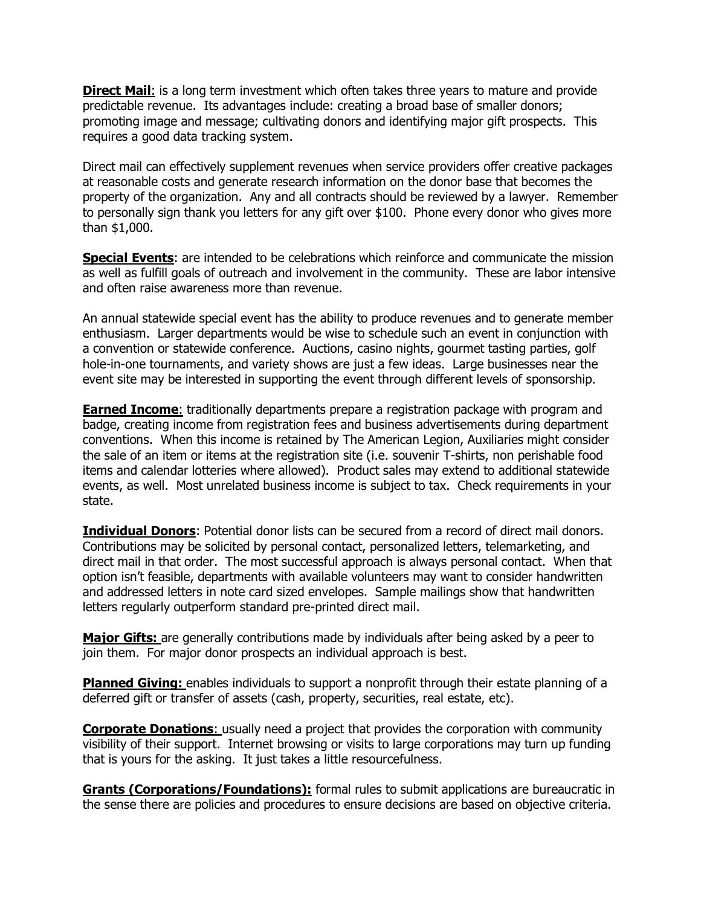**Direct Mail**: is a long term investment which often takes three years to mature and provide predictable revenue. Its advantages include: creating a broad base of smaller donors; promoting image and message; cultivating donors and identifying major gift prospects. This requires a good data tracking system.

Direct mail can effectively supplement revenues when service providers offer creative packages at reasonable costs and generate research information on the donor base that becomes the property of the organization. Any and all contracts should be reviewed by a lawyer. Remember to personally sign thank you letters for any gift over $100. Phone every donor who gives more than $1,000.

**Special Events**: are intended to be celebrations which reinforce and communicate the mission as well as fulfill goals of outreach and involvement in the community. These are labor intensive and often raise awareness more than revenue.

An annual statewide special event has the ability to produce revenues and to generate member enthusiasm. Larger departments would be wise to schedule such an event in conjunction with a convention or statewide conference. Auctions, casino nights, gourmet tasting parties, golf hole-in-one tournaments, and variety shows are just a few ideas. Large businesses near the event site may be interested in supporting the event through different levels of sponsorship.

**Earned Income**: traditionally departments prepare a registration package with program and badge, creating income from registration fees and business advertisements during department conventions. When this income is retained by The American Legion, Auxiliaries might consider the sale of an item or items at the registration site (i.e. souvenir T-shirts, non perishable food items and calendar lotteries where allowed). Product sales may extend to additional statewide events, as well. Most unrelated business income is subject to tax. Check requirements in your state.

**Individual Donors**: Potential donor lists can be secured from a record of direct mail donors. Contributions may be solicited by personal contact, personalized letters, telemarketing, and direct mail in that order. The most successful approach is always personal contact. When that option isn't feasible, departments with available volunteers may want to consider handwritten and addressed letters in note card sized envelopes. Sample mailings show that handwritten letters regularly outperform standard pre-printed direct mail.

**Major Gifts:** are generally contributions made by individuals after being asked by a peer to join them. For major donor prospects an individual approach is best.

**Planned Giving:** enables individuals to support a nonprofit through their estate planning of a deferred gift or transfer of assets (cash, property, securities, real estate, etc).

**Corporate Donations**: usually need a project that provides the corporation with community visibility of their support. Internet browsing or visits to large corporations may turn up funding that is yours for the asking. It just takes a little resourcefulness.

**Grants (Corporations/Foundations):** formal rules to submit applications are bureaucratic in the sense there are policies and procedures to ensure decisions are based on objective criteria.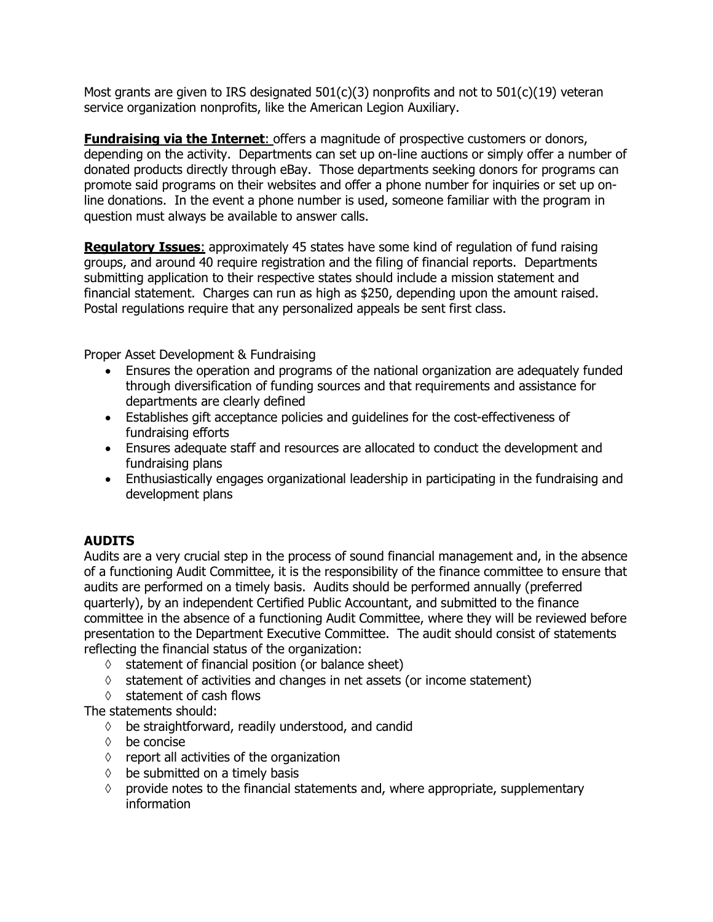Most grants are given to IRS designated 501(c)(3) nonprofits and not to 501(c)(19) veteran service organization nonprofits, like the American Legion Auxiliary.

**Fundraising via the Internet**: offers a magnitude of prospective customers or donors, depending on the activity. Departments can set up on-line auctions or simply offer a number of donated products directly through eBay. Those departments seeking donors for programs can promote said programs on their websites and offer a phone number for inquiries or set up on-line donations. In the event a phone number is used, someone familiar with the program in question must always be available to answer calls.

**Regulatory Issues**: approximately 45 states have some kind of regulation of fund raising groups, and around 40 require registration and the filing of financial reports. Departments submitting application to their respective states should include a mission statement and financial statement. Charges can run as high as $250, depending upon the amount raised. Postal regulations require that any personalized appeals be sent first class.

Proper Asset Development & Fundraising

- Ensures the operation and programs of the national organization are adequately funded through diversification of funding sources and that requirements and assistance for departments are clearly defined
- Establishes gift acceptance policies and guidelines for the cost-effectiveness of fundraising efforts
- Ensures adequate staff and resources are allocated to conduct the development and fundraising plans
- Enthusiastically engages organizational leadership in participating in the fundraising and development plans

## AUDITS

Audits are a very crucial step in the process of sound financial management and, in the absence of a functioning Audit Committee, it is the responsibility of the finance committee to ensure that audits are performed on a timely basis. Audits should be performed annually (preferred quarterly), by an independent Certified Public Accountant, and submitted to the finance committee in the absence of a functioning Audit Committee, where they will be reviewed before presentation to the Department Executive Committee. The audit should consist of statements reflecting the financial status of the organization:

- ◊ statement of financial position (or balance sheet)
- ◊ statement of activities and changes in net assets (or income statement)
- ◊ statement of cash flows

The statements should:

- ◊ be straightforward, readily understood, and candid
- ◊ be concise
- ◊ report all activities of the organization
- ◊ be submitted on a timely basis
- ◊ provide notes to the financial statements and, where appropriate, supplementary information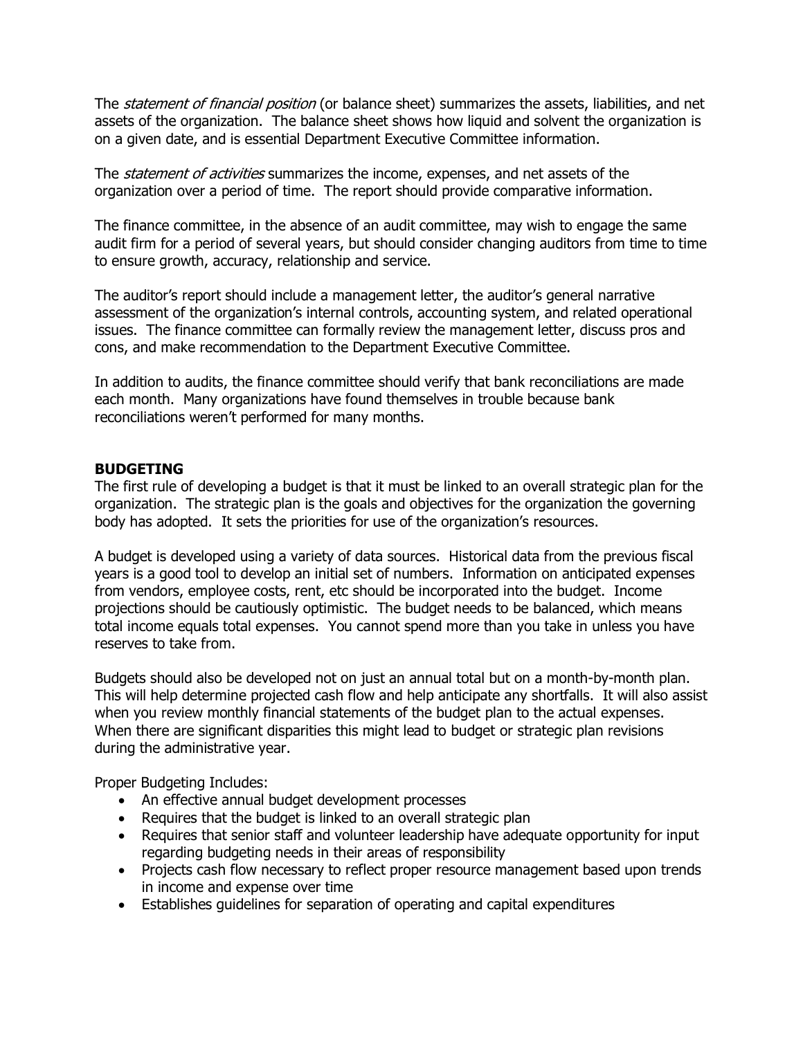The *statement of financial position* (or balance sheet) summarizes the assets, liabilities, and net assets of the organization. The balance sheet shows how liquid and solvent the organization is on a given date, and is essential Department Executive Committee information.

The *statement of activities* summarizes the income, expenses, and net assets of the organization over a period of time. The report should provide comparative information.

The finance committee, in the absence of an audit committee, may wish to engage the same audit firm for a period of several years, but should consider changing auditors from time to time to ensure growth, accuracy, relationship and service.

The auditor's report should include a management letter, the auditor's general narrative assessment of the organization's internal controls, accounting system, and related operational issues. The finance committee can formally review the management letter, discuss pros and cons, and make recommendation to the Department Executive Committee.

In addition to audits, the finance committee should verify that bank reconciliations are made each month. Many organizations have found themselves in trouble because bank reconciliations weren't performed for many months.

## BUDGETING

The first rule of developing a budget is that it must be linked to an overall strategic plan for the organization. The strategic plan is the goals and objectives for the organization the governing body has adopted. It sets the priorities for use of the organization's resources.

A budget is developed using a variety of data sources. Historical data from the previous fiscal years is a good tool to develop an initial set of numbers. Information on anticipated expenses from vendors, employee costs, rent, etc should be incorporated into the budget. Income projections should be cautiously optimistic. The budget needs to be balanced, which means total income equals total expenses. You cannot spend more than you take in unless you have reserves to take from.

Budgets should also be developed not on just an annual total but on a month-by-month plan. This will help determine projected cash flow and help anticipate any shortfalls. It will also assist when you review monthly financial statements of the budget plan to the actual expenses. When there are significant disparities this might lead to budget or strategic plan revisions during the administrative year.

Proper Budgeting Includes:

- An effective annual budget development processes
- Requires that the budget is linked to an overall strategic plan
- Requires that senior staff and volunteer leadership have adequate opportunity for input regarding budgeting needs in their areas of responsibility
- Projects cash flow necessary to reflect proper resource management based upon trends in income and expense over time
- Establishes guidelines for separation of operating and capital expenditures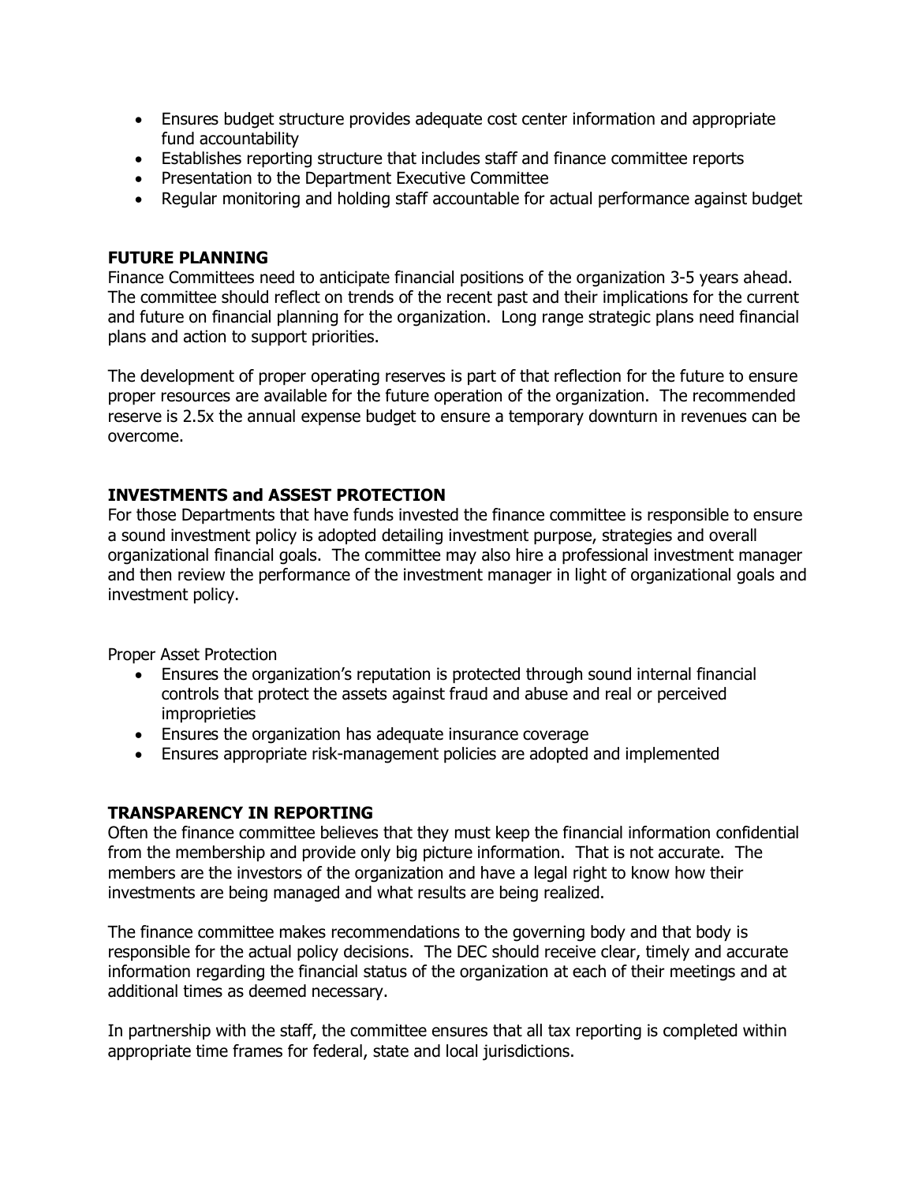- Ensures budget structure provides adequate cost center information and appropriate fund accountability
- Establishes reporting structure that includes staff and finance committee reports
- Presentation to the Department Executive Committee
- Regular monitoring and holding staff accountable for actual performance against budget

**FUTURE PLANNING**

Finance Committees need to anticipate financial positions of the organization 3-5 years ahead. The committee should reflect on trends of the recent past and their implications for the current and future on financial planning for the organization. Long range strategic plans need financial plans and action to support priorities.

The development of proper operating reserves is part of that reflection for the future to ensure proper resources are available for the future operation of the organization. The recommended reserve is 2.5x the annual expense budget to ensure a temporary downturn in revenues can be overcome.

**INVESTMENTS and ASSEST PROTECTION**

For those Departments that have funds invested the finance committee is responsible to ensure a sound investment policy is adopted detailing investment purpose, strategies and overall organizational financial goals. The committee may also hire a professional investment manager and then review the performance of the investment manager in light of organizational goals and investment policy.

Proper Asset Protection

- Ensures the organization's reputation is protected through sound internal financial controls that protect the assets against fraud and abuse and real or perceived improprieties
- Ensures the organization has adequate insurance coverage
- Ensures appropriate risk-management policies are adopted and implemented

**TRANSPARENCY IN REPORTING**

Often the finance committee believes that they must keep the financial information confidential from the membership and provide only big picture information. That is not accurate. The members are the investors of the organization and have a legal right to know how their investments are being managed and what results are being realized.

The finance committee makes recommendations to the governing body and that body is responsible for the actual policy decisions. The DEC should receive clear, timely and accurate information regarding the financial status of the organization at each of their meetings and at additional times as deemed necessary.

In partnership with the staff, the committee ensures that all tax reporting is completed within appropriate time frames for federal, state and local jurisdictions.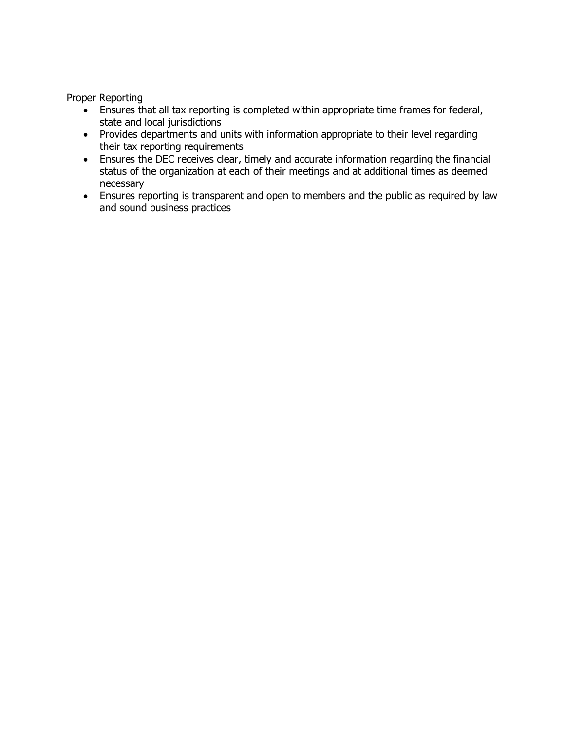Proper Reporting

- Ensures that all tax reporting is completed within appropriate time frames for federal, state and local jurisdictions
- Provides departments and units with information appropriate to their level regarding their tax reporting requirements
- Ensures the DEC receives clear, timely and accurate information regarding the financial status of the organization at each of their meetings and at additional times as deemed necessary
- Ensures reporting is transparent and open to members and the public as required by law and sound business practices